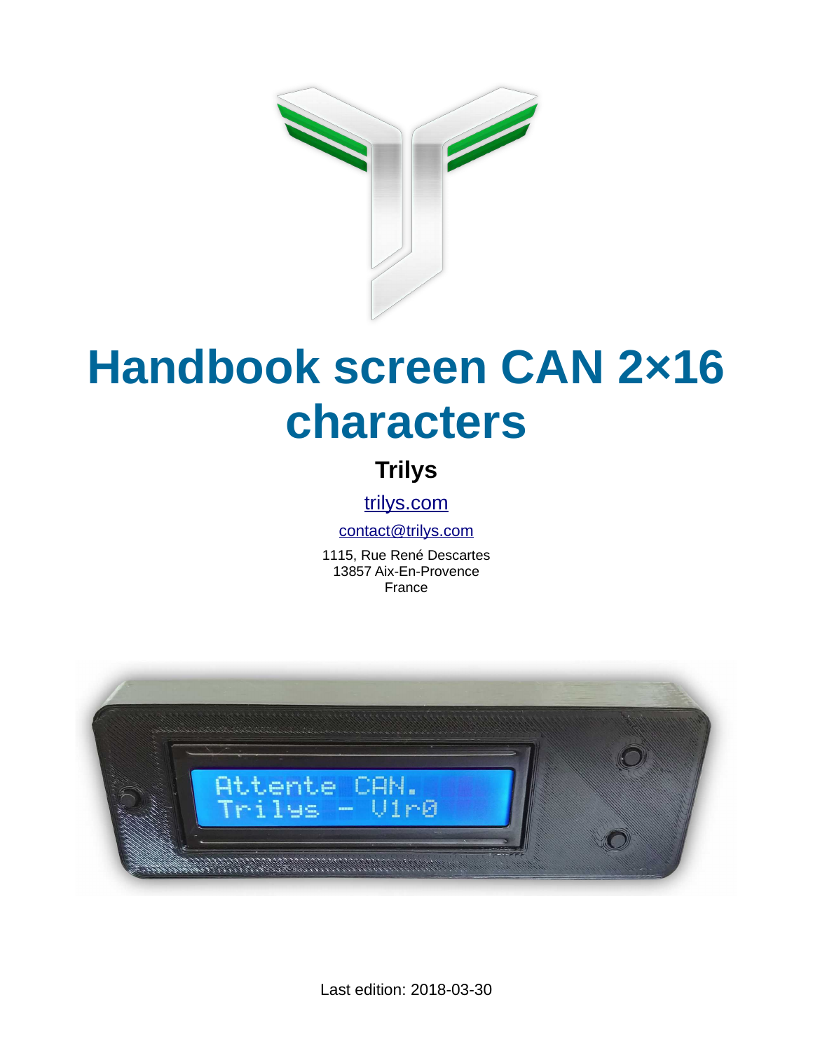# Handbook screen CAN 2×16 characters

**Trilys**

trilys.com

contact@trilys.com

1115, Rue René Descartes
13857 Aix-En-Provence
France

Last edition: 2018-03-30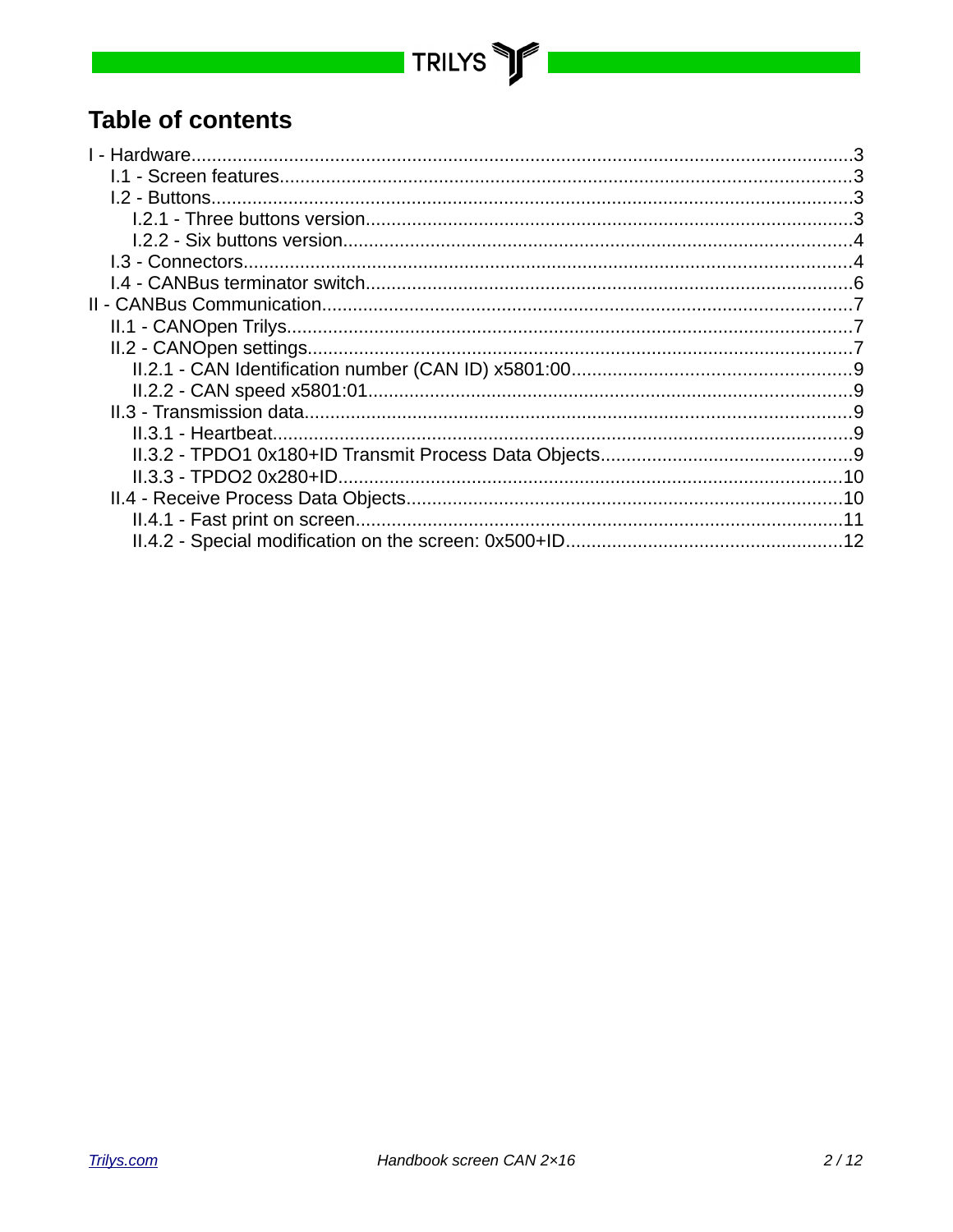# Table of contents

- I - Hardware.....3
  - I.1 - Screen features.....3
  - I.2 - Buttons.....3
    - I.2.1 - Three buttons version.....3
    - I.2.2 - Six buttons version.....4
  - I.3 - Connectors.....4
  - I.4 - CANBus terminator switch.....6
- II - CANBus Communication.....7
  - II.1 - CANOpen Trilys.....7
  - II.2 - CANOpen settings.....7
    - II.2.1 - CAN Identification number (CAN ID) x5801:00.....9
    - II.2.2 - CAN speed x5801:01.....9
  - II.3 - Transmission data.....9
    - II.3.1 - Heartbeat.....9
    - II.3.2 - TPDO1 0x180+ID Transmit Process Data Objects.....9
    - II.3.3 - TPDO2 0x280+ID.....10
  - II.4 - Receive Process Data Objects.....10
    - II.4.1 - Fast print on screen.....11
    - II.4.2 - Special modification on the screen: 0x500+ID.....12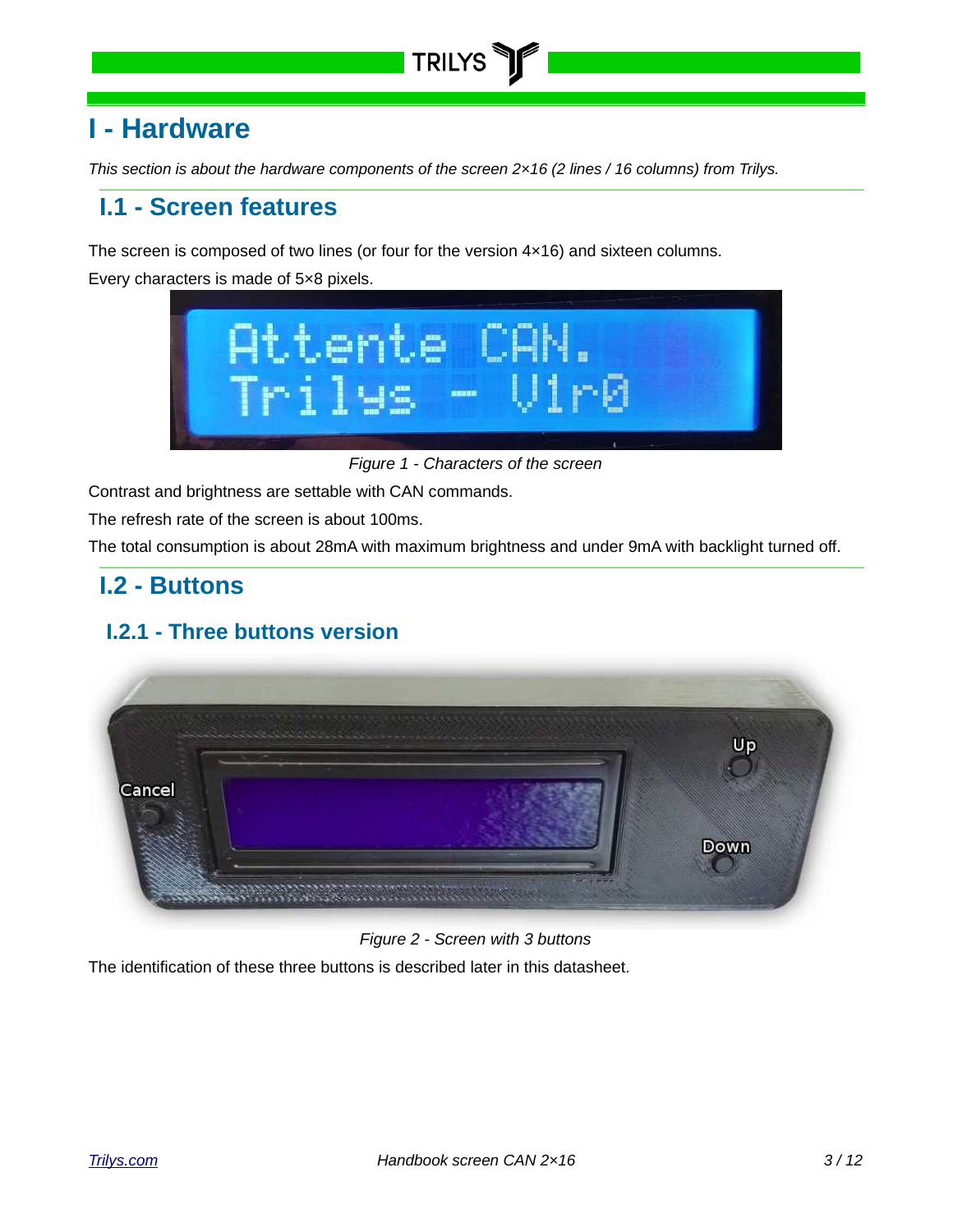# I - Hardware

*This section is about the hardware components of the screen 2×16 (2 lines / 16 columns) from Trilys.*

## I.1 - Screen features

The screen is composed of two lines (or four for the version 4×16) and sixteen columns.

Every characters is made of 5×8 pixels.

*Figure 1 - Characters of the screen*

Contrast and brightness are settable with CAN commands.

The refresh rate of the screen is about 100ms.

The total consumption is about 28mA with maximum brightness and under 9mA with backlight turned off.

## I.2 - Buttons

### I.2.1 - Three buttons version

*Figure 2 - Screen with 3 buttons*

The identification of these three buttons is described later in this datasheet.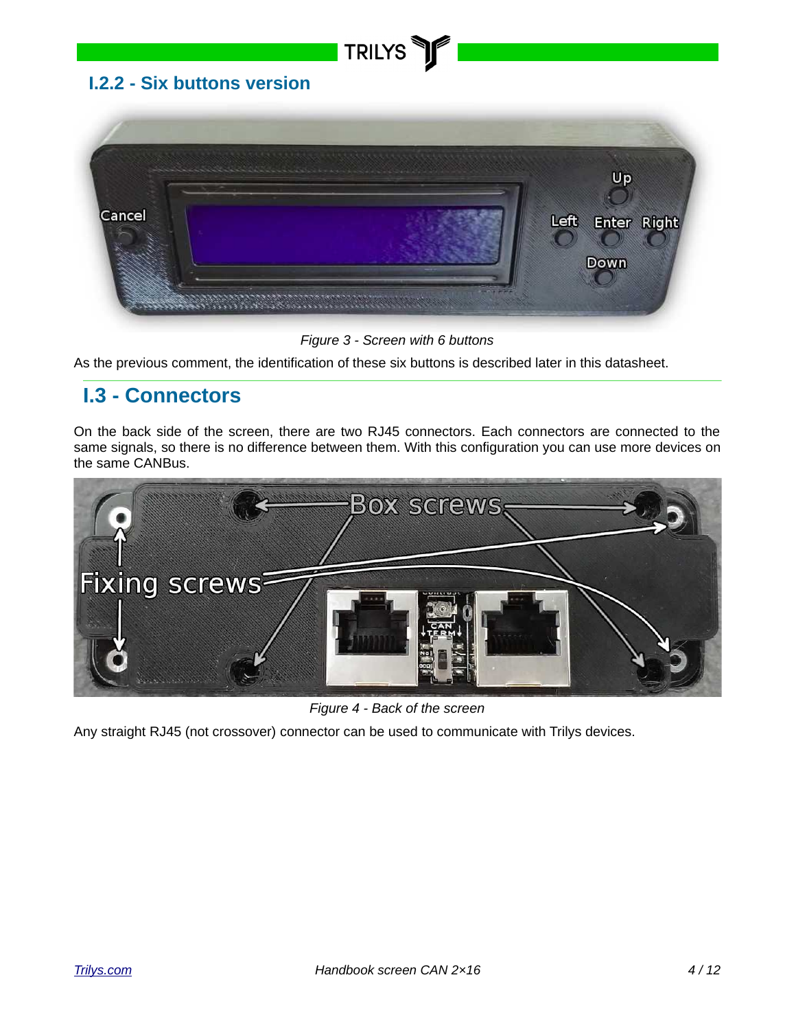### I.2.2 - Six buttons version

*Figure 3 - Screen with 6 buttons*

As the previous comment, the identification of these six buttons is described later in this datasheet.

## I.3 - Connectors

On the back side of the screen, there are two RJ45 connectors. Each connectors are connected to the same signals, so there is no difference between them. With this configuration you can use more devices on the same CANBus.

*Figure 4 - Back of the screen*

Any straight RJ45 (not crossover) connector can be used to communicate with Trilys devices.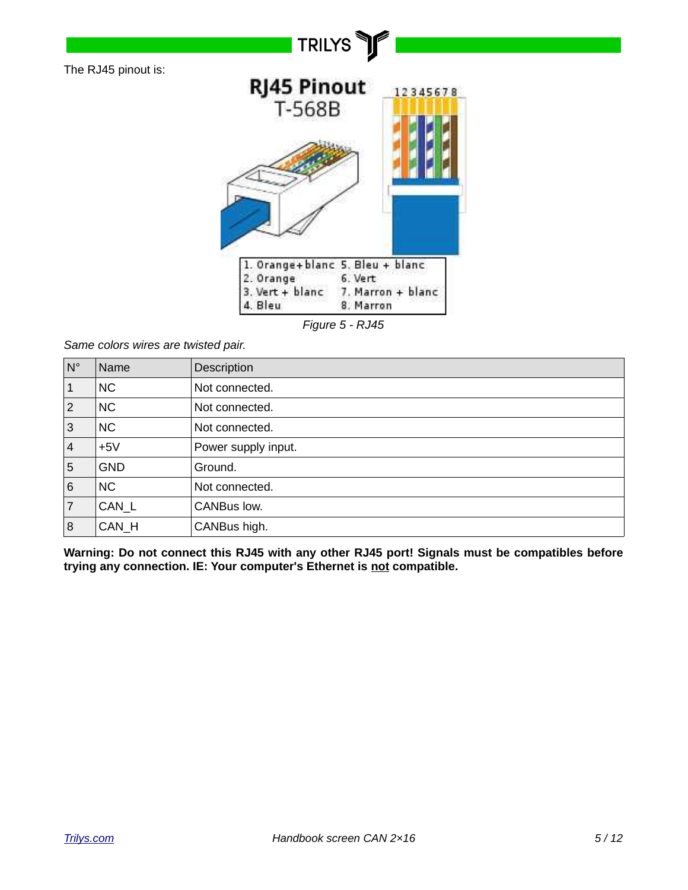The RJ45 pinout is:

RJ45 Pinout
T-568B

1 2 3 4 5 6 7 8

1. Orange+blanc
2. Orange
3. Vert + blanc
4. Bleu
5. Bleu + blanc
6. Vert
7. Marron + blanc
8. Marron

*Figure 5 - RJ45*

*Same colors wires are twisted pair.*

| N° | Name | Description |
|---|---|---|
| 1 | NC | Not connected. |
| 2 | NC | Not connected. |
| 3 | NC | Not connected. |
| 4 | +5V | Power supply input. |
| 5 | GND | Ground. |
| 6 | NC | Not connected. |
| 7 | CAN_L | CANBus low. |
| 8 | CAN_H | CANBus high. |

**Warning: Do not connect this RJ45 with any other RJ45 port! Signals must be compatibles before trying any connection. IE: Your computer's Ethernet is <u>not</u> compatible.**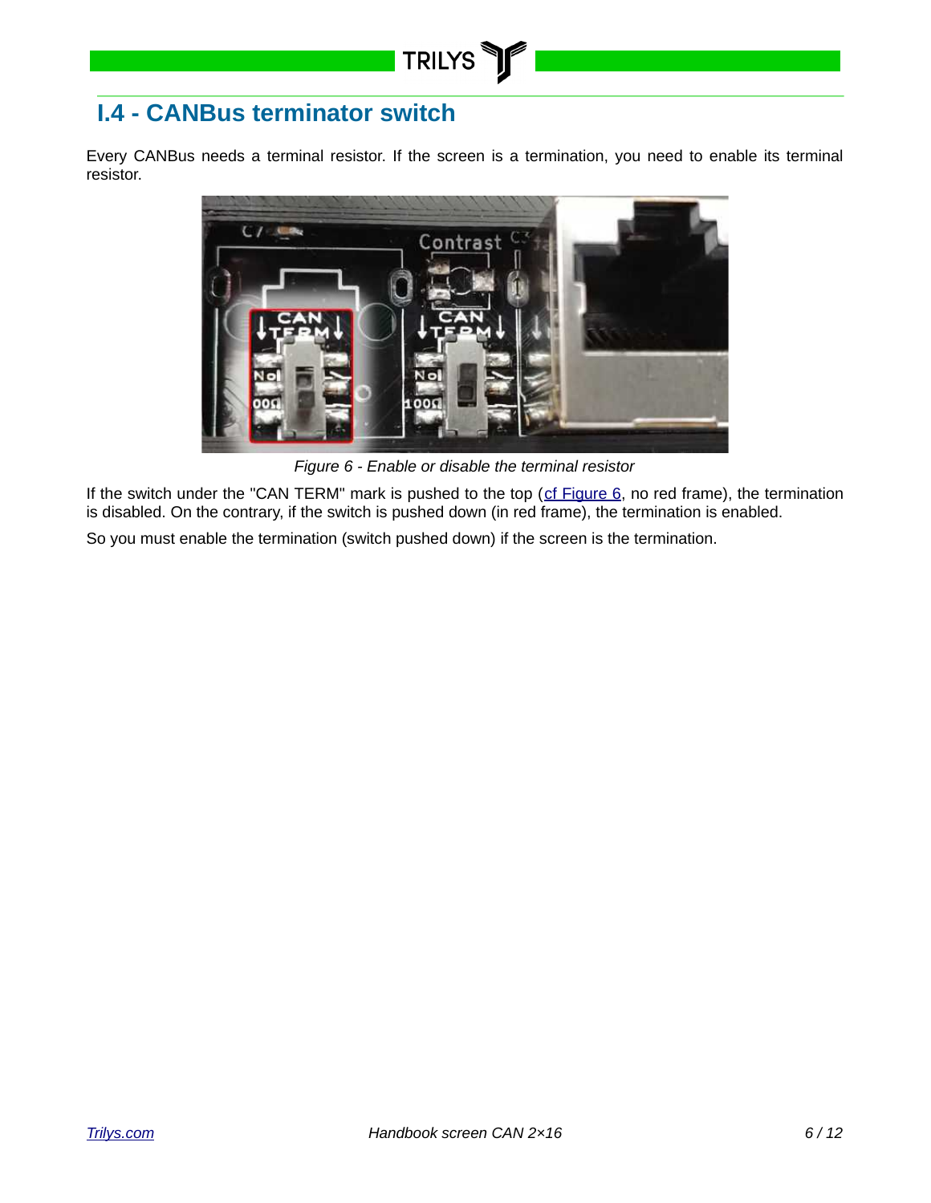## I.4 - CANBus terminator switch

Every CANBus needs a terminal resistor. If the screen is a termination, you need to enable its terminal resistor.

*Figure 6 - Enable or disable the terminal resistor*

If the switch under the "CAN TERM" mark is pushed to the top (cf Figure 6, no red frame), the termination is disabled. On the contrary, if the switch is pushed down (in red frame), the termination is enabled.

So you must enable the termination (switch pushed down) if the screen is the termination.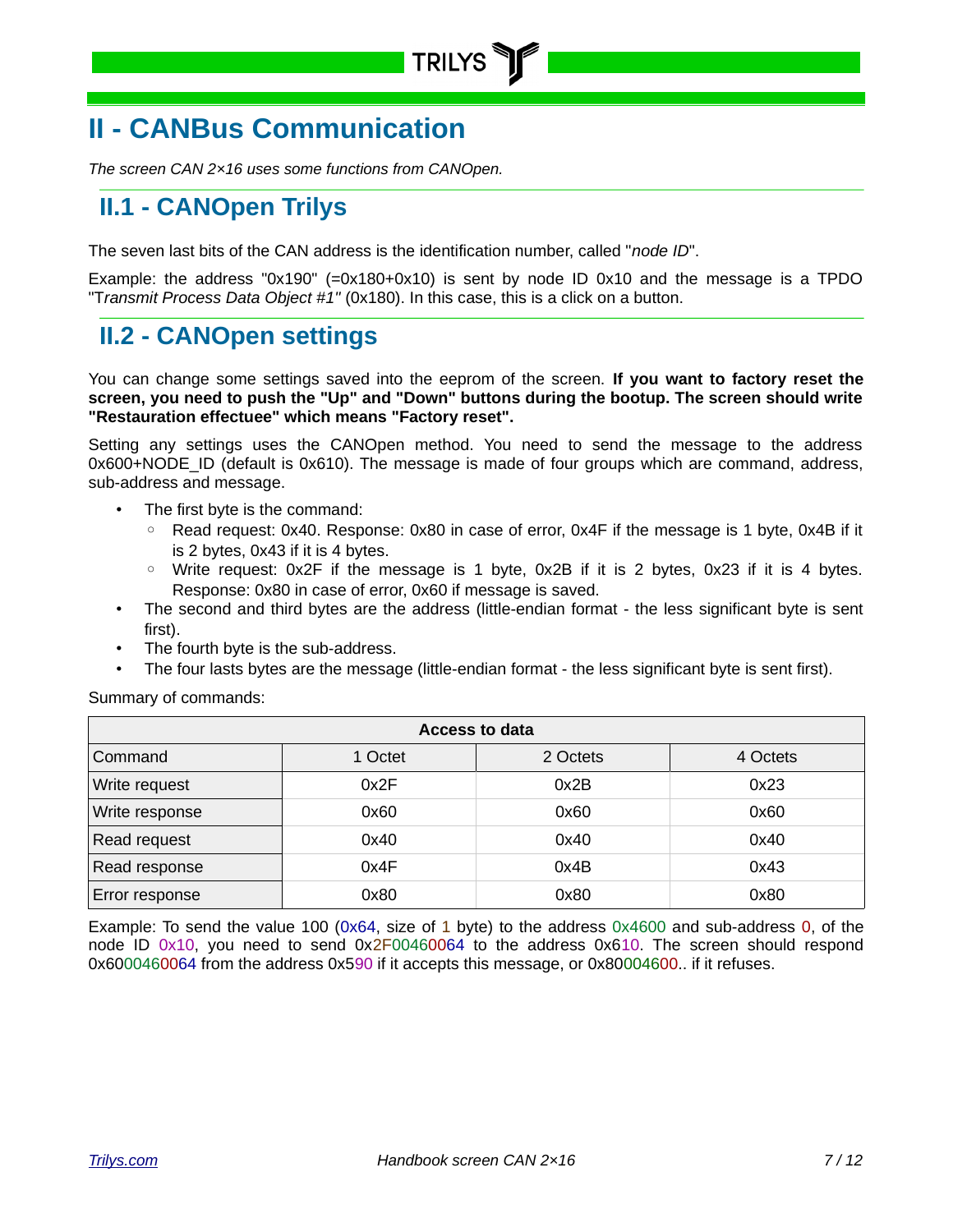# II - CANBus Communication

*The screen CAN 2×16 uses some functions from CANOpen.*

## II.1 - CANOpen Trilys

The seven last bits of the CAN address is the identification number, called "*node ID*".

Example: the address "0x190" (=0x180+0x10) is sent by node ID 0x10 and the message is a TPDO "T*ransmit Process Data Object #1"* (0x180). In this case, this is a click on a button.

## II.2 - CANOpen settings

You can change some settings saved into the eeprom of the screen. **If you want to factory reset the screen, you need to push the "Up" and "Down" buttons during the bootup. The screen should write "Restauration effectuee" which means "Factory reset".**

Setting any settings uses the CANOpen method. You need to send the message to the address 0x600+NODE_ID (default is 0x610). The message is made of four groups which are command, address, sub-address and message.

- The first byte is the command:
  - Read request: 0x40. Response: 0x80 in case of error, 0x4F if the message is 1 byte, 0x4B if it is 2 bytes, 0x43 if it is 4 bytes.
  - Write request: 0x2F if the message is 1 byte, 0x2B if it is 2 bytes, 0x23 if it is 4 bytes. Response: 0x80 in case of error, 0x60 if message is saved.
- The second and third bytes are the address (little-endian format - the less significant byte is sent first).
- The fourth byte is the sub-address.
- The four lasts bytes are the message (little-endian format - the less significant byte is sent first).

Summary of commands:

| Access to data | | | |
|---|---|---|---|
| Command | 1 Octet | 2 Octets | 4 Octets |
| Write request | 0x2F | 0x2B | 0x23 |
| Write response | 0x60 | 0x60 | 0x60 |
| Read request | 0x40 | 0x40 | 0x40 |
| Read response | 0x4F | 0x4B | 0x43 |
| Error response | 0x80 | 0x80 | 0x80 |

Example: To send the value 100 (0x64, size of 1 byte) to the address 0x4600 and sub-address 0, of the node ID 0x10, you need to send 0x2F00460064 to the address 0x610. The screen should respond 0x6000460064 from the address 0x590 if it accepts this message, or 0x80004600.. if it refuses.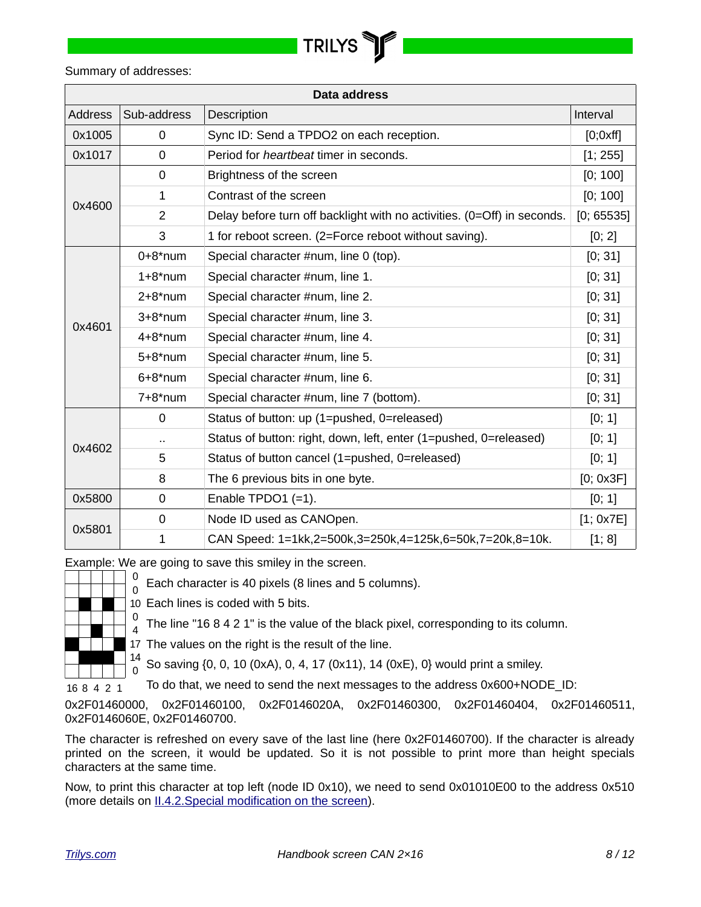Summary of addresses:

| Data address | | | |
|---|---|---|---|
| Address | Sub-address | Description | Interval |
| 0x1005 | 0 | Sync ID: Send a TPDO2 on each reception. | [0;0xff] |
| 0x1017 | 0 | Period for *heartbeat* timer in seconds. | [1; 255] |
| 0x4600 | 0 | Brightness of the screen | [0; 100] |
| | 1 | Contrast of the screen | [0; 100] |
| | 2 | Delay before turn off backlight with no activities. (0=Off) in seconds. | [0; 65535] |
| | 3 | 1 for reboot screen. (2=Force reboot without saving). | [0; 2] |
| 0x4601 | 0+8*num | Special character #num, line 0 (top). | [0; 31] |
| | 1+8*num | Special character #num, line 1. | [0; 31] |
| | 2+8*num | Special character #num, line 2. | [0; 31] |
| | 3+8*num | Special character #num, line 3. | [0; 31] |
| | 4+8*num | Special character #num, line 4. | [0; 31] |
| | 5+8*num | Special character #num, line 5. | [0; 31] |
| | 6+8*num | Special character #num, line 6. | [0; 31] |
| | 7+8*num | Special character #num, line 7 (bottom). | [0; 31] |
| 0x4602 | 0 | Status of button: up (1=pushed, 0=released) | [0; 1] |
| | .. | Status of button: right, down, left, enter (1=pushed, 0=released) | [0; 1] |
| | 5 | Status of button cancel (1=pushed, 0=released) | [0; 1] |
| | 8 | The 6 previous bits in one byte. | [0; 0x3F] |
| 0x5800 | 0 | Enable TPDO1 (=1). | [0; 1] |
| 0x5801 | 0 | Node ID used as CANOpen. | [1; 0x7E] |
| | 1 | CAN Speed: 1=1kk,2=500k,3=250k,4=125k,6=50k,7=20k,8=10k. | [1; 8] |

Example: We are going to save this smiley in the screen.

0
0
10
0
4
17
14
0

16 8 4 2 1

Each character is 40 pixels (8 lines and 5 columns).

Each lines is coded with 5 bits.

The line "16 8 4 2 1" is the value of the black pixel, corresponding to its column.

The values on the right is the result of the line.

So saving {0, 0, 10 (0xA), 0, 4, 17 (0x11), 14 (0xE), 0} would print a smiley.

To do that, we need to send the next messages to the address 0x600+NODE_ID:

0x2F01460000, 0x2F01460100, 0x2F0146020A, 0x2F01460300, 0x2F01460404, 0x2F01460511, 0x2F0146060E, 0x2F01460700.

The character is refreshed on every save of the last line (here 0x2F01460700). If the character is already printed on the screen, it would be updated. So it is not possible to print more than height specials characters at the same time.

Now, to print this character at top left (node ID 0x10), we need to send 0x01010E00 to the address 0x510 (more details on II.4.2.Special modification on the screen).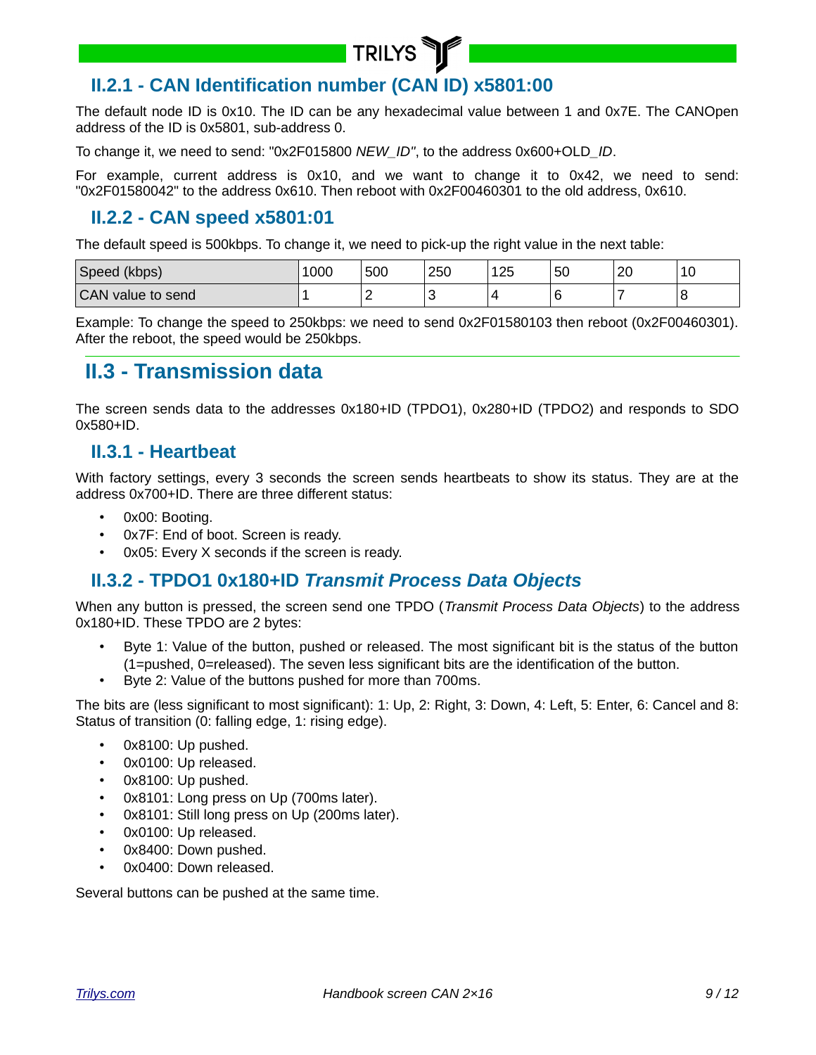### II.2.1 - CAN Identification number (CAN ID) x5801:00

The default node ID is 0x10. The ID can be any hexadecimal value between 1 and 0x7E. The CANOpen address of the ID is 0x5801, sub-address 0.

To change it, we need to send: "0x2F015800 *NEW_ID"*, to the address 0x600+OLD*_ID*.

For example, current address is 0x10, and we want to change it to 0x42, we need to send: "0x2F01580042" to the address 0x610. Then reboot with 0x2F00460301 to the old address, 0x610.

### II.2.2 - CAN speed x5801:01

The default speed is 500kbps. To change it, we need to pick-up the right value in the next table:

| Speed (kbps) | 1000 | 500 | 250 | 125 | 50 | 20 | 10 |
|---|---|---|---|---|---|---|---|
| CAN value to send | 1 | 2 | 3 | 4 | 6 | 7 | 8 |

Example: To change the speed to 250kbps: we need to send 0x2F01580103 then reboot (0x2F00460301). After the reboot, the speed would be 250kbps.

## II.3 - Transmission data

The screen sends data to the addresses 0x180+ID (TPDO1), 0x280+ID (TPDO2) and responds to SDO 0x580+ID.

### II.3.1 - Heartbeat

With factory settings, every 3 seconds the screen sends heartbeats to show its status. They are at the address 0x700+ID. There are three different status:

- 0x00: Booting.
- 0x7F: End of boot. Screen is ready.
- 0x05: Every X seconds if the screen is ready.

### II.3.2 - TPDO1 0x180+ID *Transmit Process Data Objects*

When any button is pressed, the screen send one TPDO (*Transmit Process Data Objects*) to the address 0x180+ID. These TPDO are 2 bytes:

- Byte 1: Value of the button, pushed or released. The most significant bit is the status of the button (1=pushed, 0=released). The seven less significant bits are the identification of the button.
- Byte 2: Value of the buttons pushed for more than 700ms.

The bits are (less significant to most significant): 1: Up, 2: Right, 3: Down, 4: Left, 5: Enter, 6: Cancel and 8: Status of transition (0: falling edge, 1: rising edge).

- 0x8100: Up pushed.
- 0x0100: Up released.
- 0x8100: Up pushed.
- 0x8101: Long press on Up (700ms later).
- 0x8101: Still long press on Up (200ms later).
- 0x0100: Up released.
- 0x8400: Down pushed.
- 0x0400: Down released.

Several buttons can be pushed at the same time.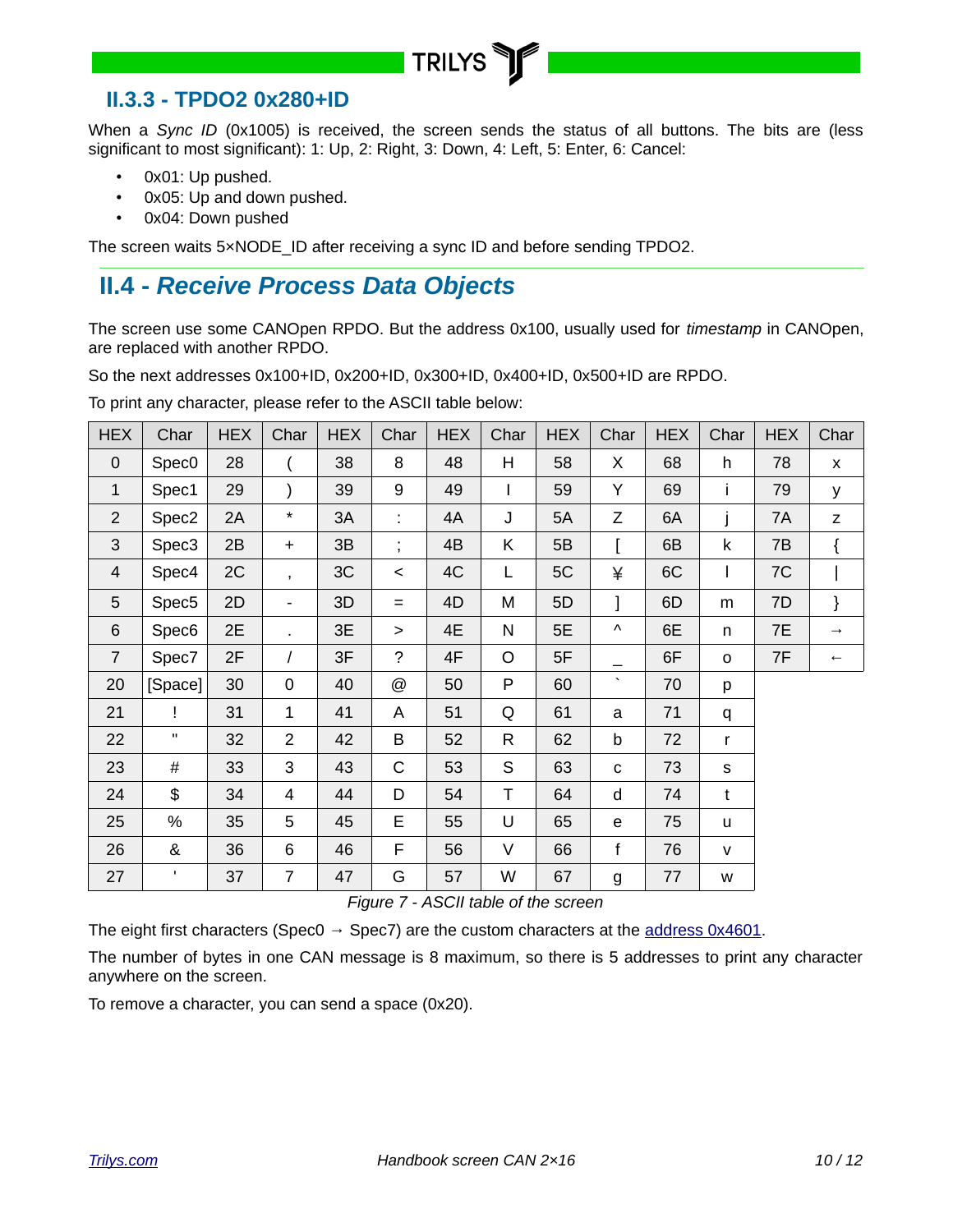### II.3.3 - TPDO2 0x280+ID

When a *Sync ID* (0x1005) is received, the screen sends the status of all buttons. The bits are (less significant to most significant): 1: Up, 2: Right, 3: Down, 4: Left, 5: Enter, 6: Cancel:

- 0x01: Up pushed.
- 0x05: Up and down pushed.
- 0x04: Down pushed

The screen waits 5×NODE_ID after receiving a sync ID and before sending TPDO2.

## II.4 - *Receive Process Data Objects*

The screen use some CANOpen RPDO. But the address 0x100, usually used for *timestamp* in CANOpen, are replaced with another RPDO.

So the next addresses 0x100+ID, 0x200+ID, 0x300+ID, 0x400+ID, 0x500+ID are RPDO.

To print any character, please refer to the ASCII table below:

| HEX | Char | HEX | Char | HEX | Char | HEX | Char | HEX | Char | HEX | Char | HEX | Char |
|---|---|---|---|---|---|---|---|---|---|---|---|---|---|
| 0 | Spec0 | 28 | ( | 38 | 8 | 48 | H | 58 | X | 68 | h | 78 | x |
| 1 | Spec1 | 29 | ) | 39 | 9 | 49 | I | 59 | Y | 69 | i | 79 | y |
| 2 | Spec2 | 2A | * | 3A | : | 4A | J | 5A | Z | 6A | j | 7A | z |
| 3 | Spec3 | 2B | + | 3B | ; | 4B | K | 5B | [ | 6B | k | 7B | { |
| 4 | Spec4 | 2C | , | 3C | < | 4C | L | 5C | ¥ | 6C | l | 7C | \| |
| 5 | Spec5 | 2D | - | 3D | = | 4D | M | 5D | ] | 6D | m | 7D | } |
| 6 | Spec6 | 2E | . | 3E | > | 4E | N | 5E | ^ | 6E | n | 7E | → |
| 7 | Spec7 | 2F | / | 3F | ? | 4F | O | 5F | _ | 6F | o | 7F | ← |
| 20 | [Space] | 30 | 0 | 40 | @ | 50 | P | 60 | ` | 70 | p | | |
| 21 | ! | 31 | 1 | 41 | A | 51 | Q | 61 | a | 71 | q | | |
| 22 | " | 32 | 2 | 42 | B | 52 | R | 62 | b | 72 | r | | |
| 23 | # | 33 | 3 | 43 | C | 53 | S | 63 | c | 73 | s | | |
| 24 | $ | 34 | 4 | 44 | D | 54 | T | 64 | d | 74 | t | | |
| 25 | % | 35 | 5 | 45 | E | 55 | U | 65 | e | 75 | u | | |
| 26 | & | 36 | 6 | 46 | F | 56 | V | 66 | f | 76 | v | | |
| 27 | ' | 37 | 7 | 47 | G | 57 | W | 67 | g | 77 | w | | |

*Figure 7 - ASCII table of the screen*

The eight first characters (Spec0 → Spec7) are the custom characters at the address 0x4601.

The number of bytes in one CAN message is 8 maximum, so there is 5 addresses to print any character anywhere on the screen.

To remove a character, you can send a space (0x20).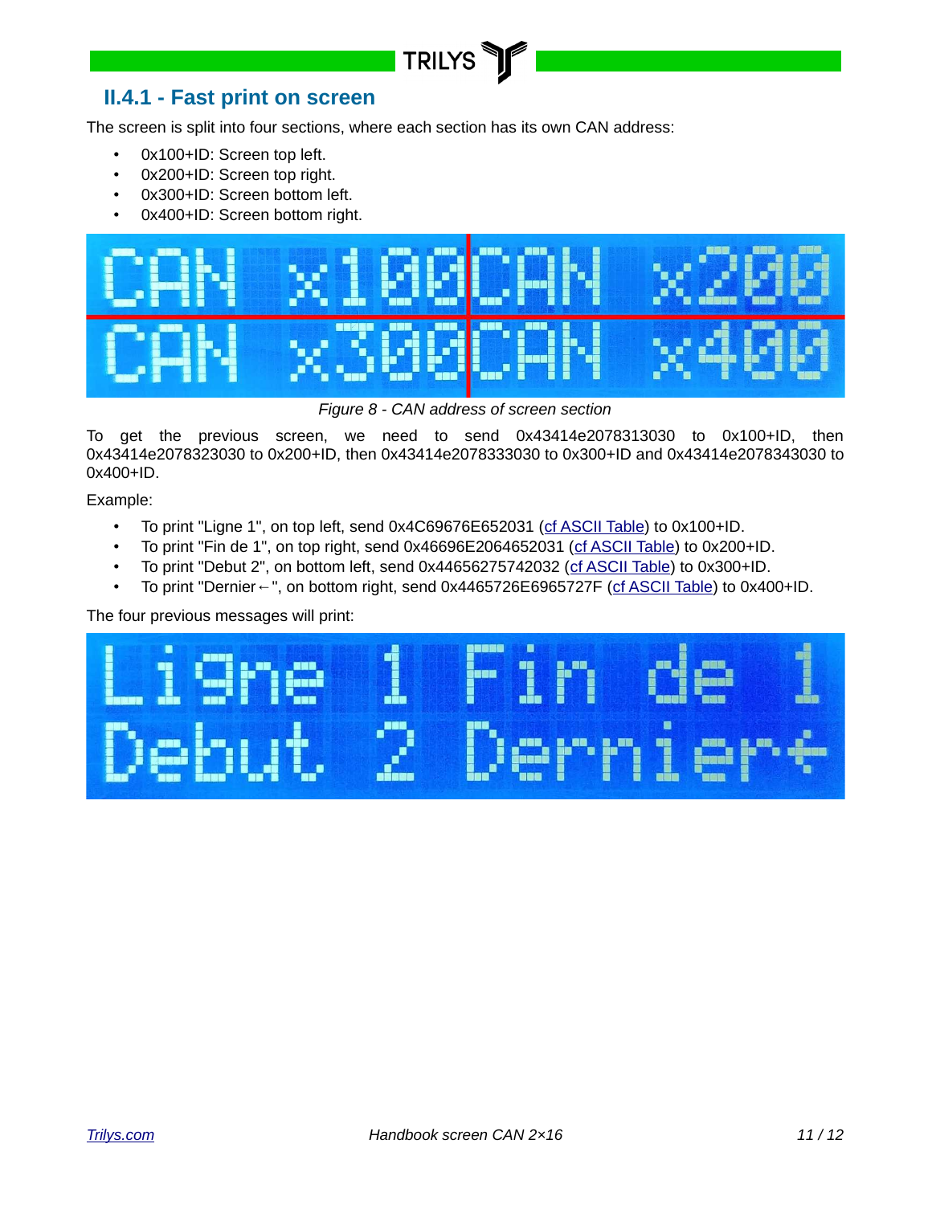## II.4.1 - Fast print on screen

The screen is split into four sections, where each section has its own CAN address:

- 0x100+ID: Screen top left.
- 0x200+ID: Screen top right.
- 0x300+ID: Screen bottom left.
- 0x400+ID: Screen bottom right.

*Figure 8 - CAN address of screen section*

To get the previous screen, we need to send 0x43414e2078313030 to 0x100+ID, then 0x43414e2078323030 to 0x200+ID, then 0x43414e2078333030 to 0x300+ID and 0x43414e2078343030 to 0x400+ID.

Example:

- To print "Ligne 1", on top left, send 0x4C69676E652031 (cf ASCII Table) to 0x100+ID.
- To print "Fin de 1", on top right, send 0x46696E2064652031 (cf ASCII Table) to 0x200+ID.
- To print "Debut 2", on bottom left, send 0x44656275742032 (cf ASCII Table) to 0x300+ID.
- To print "Dernier←", on bottom right, send 0x4465726E6965727F (cf ASCII Table) to 0x400+ID.

The four previous messages will print: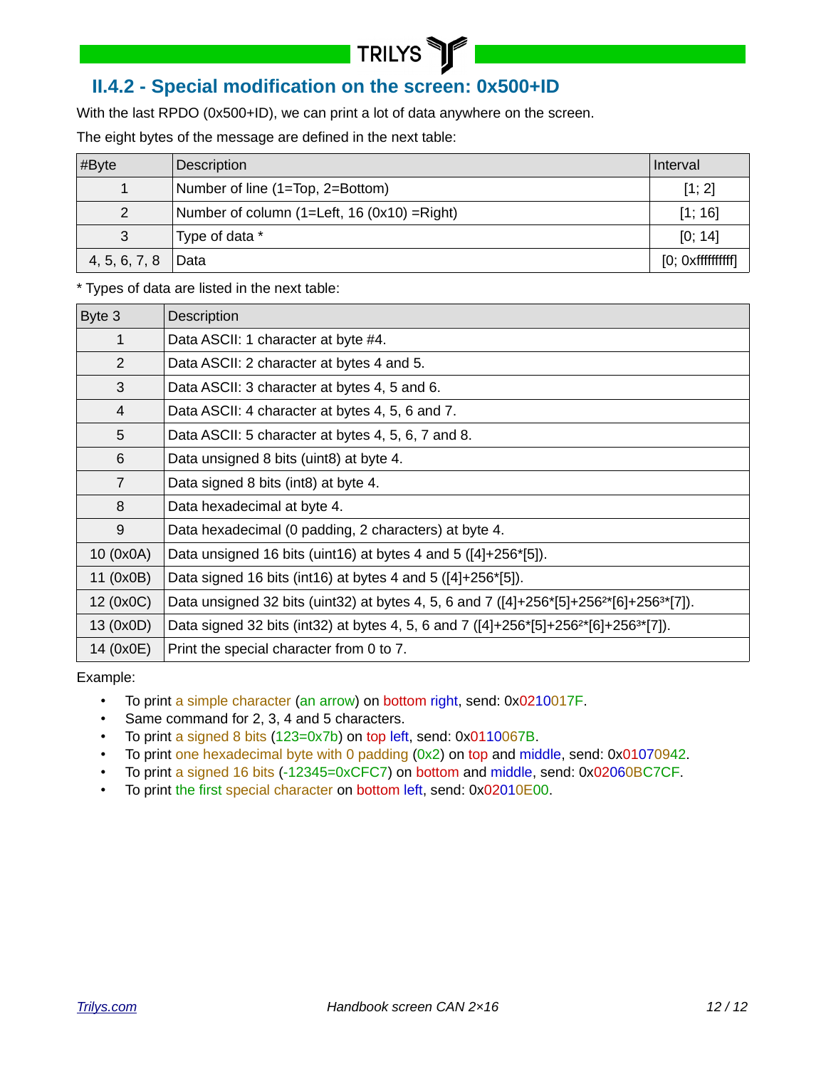## II.4.2 - Special modification on the screen: 0x500+ID

With the last RPDO (0x500+ID), we can print a lot of data anywhere on the screen.

The eight bytes of the message are defined in the next table:

| #Byte | Description | Interval |
|---|---|---|
| 1 | Number of line (1=Top, 2=Bottom) | [1; 2] |
| 2 | Number of column (1=Left, 16 (0x10) =Right) | [1; 16] |
| 3 | Type of data * | [0; 14] |
| 4, 5, 6, 7, 8 | Data | [0; 0xffffffffff] |

* Types of data are listed in the next table:

| Byte 3 | Description |
|---|---|
| 1 | Data ASCII: 1 character at byte #4. |
| 2 | Data ASCII: 2 character at bytes 4 and 5. |
| 3 | Data ASCII: 3 character at bytes 4, 5 and 6. |
| 4 | Data ASCII: 4 character at bytes 4, 5, 6 and 7. |
| 5 | Data ASCII: 5 character at bytes 4, 5, 6, 7 and 8. |
| 6 | Data unsigned 8 bits (uint8) at byte 4. |
| 7 | Data signed 8 bits (int8) at byte 4. |
| 8 | Data hexadecimal at byte 4. |
| 9 | Data hexadecimal (0 padding, 2 characters) at byte 4. |
| 10 (0x0A) | Data unsigned 16 bits (uint16) at bytes 4 and 5 ([4]+256*[5]). |
| 11 (0x0B) | Data signed 16 bits (int16) at bytes 4 and 5 ([4]+256*[5]). |
| 12 (0x0C) | Data unsigned 32 bits (uint32) at bytes 4, 5, 6 and 7 ([4]+256*[5]+256²*[6]+256³*[7]). |
| 13 (0x0D) | Data signed 32 bits (int32) at bytes 4, 5, 6 and 7 ([4]+256*[5]+256²*[6]+256³*[7]). |
| 14 (0x0E) | Print the special character from 0 to 7. |

Example:

- To print a simple character (an arrow) on bottom right, send: 0x0210017F.
- Same command for 2, 3, 4 and 5 characters.
- To print a signed 8 bits (123=0x7b) on top left, send: 0x0110067B.
- To print one hexadecimal byte with 0 padding (0x2) on top and middle, send: 0x01070942.
- To print a signed 16 bits (-12345=0xCFC7) on bottom and middle, send: 0x02060BC7CF.
- To print the first special character on bottom left, send: 0x02010E00.